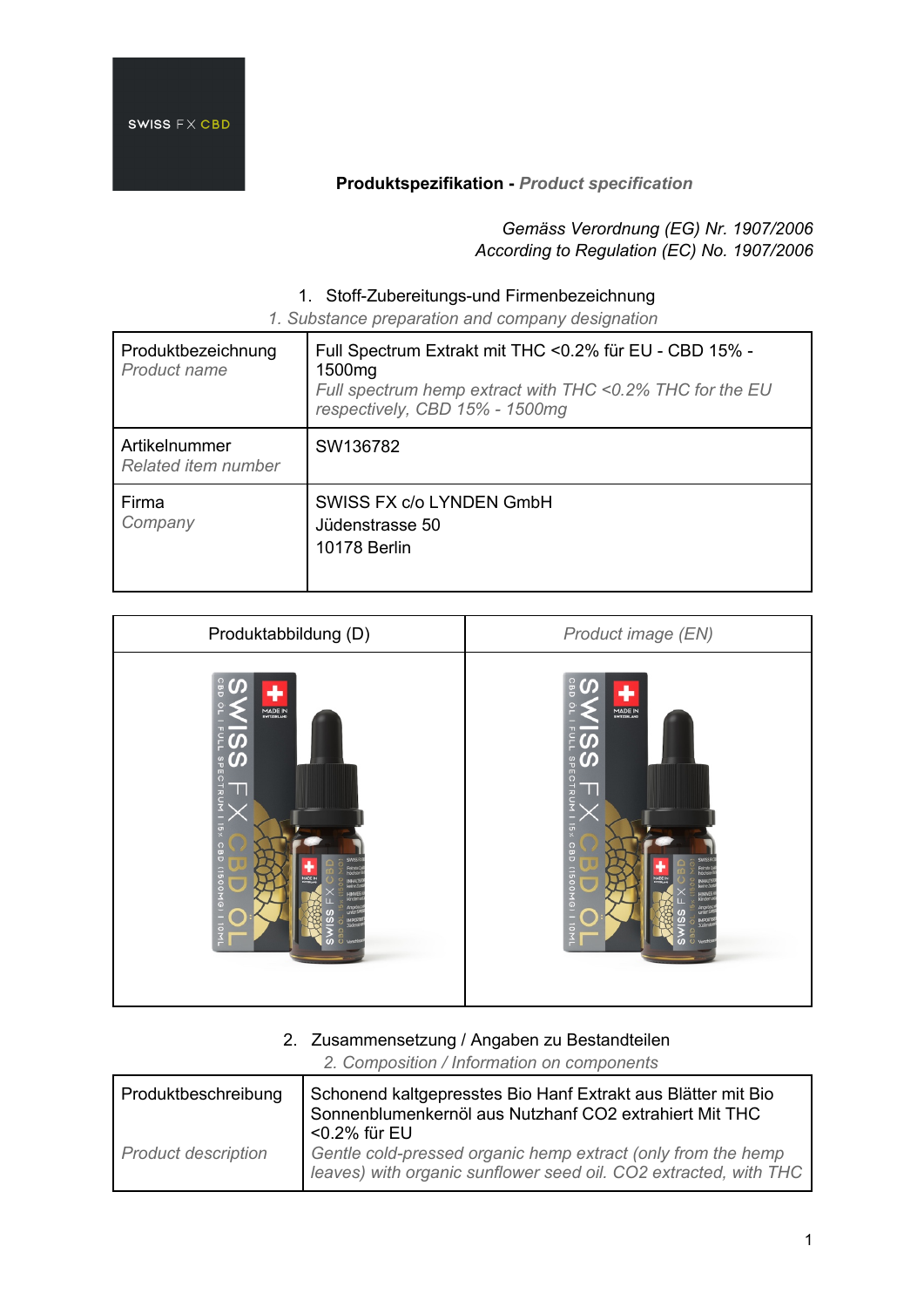SWISS FX CBD

**Produktspezifikation - *Product specification***

*Gemäss Verordnung (EG) Nr. 1907/2006*
*According to Regulation (EC) No. 1907/2006*

## 1. Stoff-Zubereitungs-und Firmenbezeichnung
*1. Substance preparation and company designation*

| | |
|---|---|
| Produktbezeichnung<br>*Product name* | Full Spectrum Extrakt mit THC <0.2% für EU - CBD 15% - 1500mg<br>*Full spectrum hemp extract with THC <0.2% THC for the EU respectively, CBD 15% - 1500mg* |
| Artikelnummer<br>*Related item number* | SW136782 |
| Firma<br>*Company* | SWISS FX c/o LYNDEN GmbH<br>Jüdenstrasse 50<br>10178 Berlin |

| Produktabbildung (D) | *Product image (EN)* |
|---|---|
| | |

## 2. Zusammensetzung / Angaben zu Bestandteilen
*2. Composition / Information on components*

| | |
|---|---|
| Produktbeschreibung<br><br>*Product description* | Schonend kaltgepresstes Bio Hanf Extrakt aus Blätter mit Bio Sonnenblumenkernöl aus Nutzhanf CO2 extrahiert Mit THC <0.2% für EU<br>*Gentle cold-pressed organic hemp extract (only from the hemp leaves) with organic sunflower seed oil. CO2 extracted, with THC* |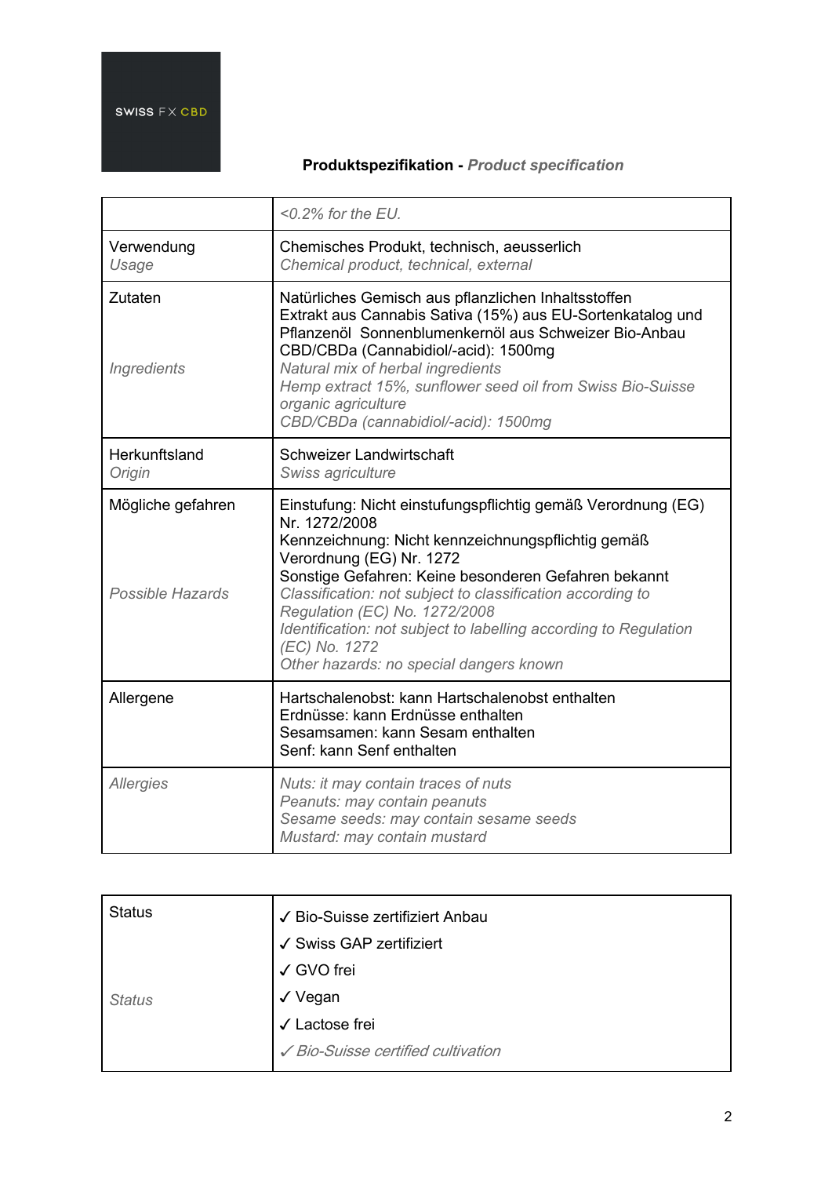SWISS FX CBD

**Produktspezifikation** - ***Product specification***

| | |
|---|---|
| | *<0.2% for the EU.* |
| Verwendung<br>*Usage* | Chemisches Produkt, technisch, aeusserlich<br>*Chemical product, technical, external* |
| Zutaten<br><br>*Ingredients* | Natürliches Gemisch aus pflanzlichen Inhaltsstoffen<br>Extrakt aus Cannabis Sativa (15%) aus EU-Sortenkatalog und Pflanzenöl Sonnenblumenkernöl aus Schweizer Bio-Anbau<br>CBD/CBDa (Cannabidiol/-acid): 1500mg<br>*Natural mix of herbal ingredients*<br>*Hemp extract 15%, sunflower seed oil from Swiss Bio-Suisse organic agriculture*<br>*CBD/CBDa (cannabidiol/-acid): 1500mg* |
| Herkunftsland<br>*Origin* | Schweizer Landwirtschaft<br>*Swiss agriculture* |
| Mögliche gefahren<br><br>*Possible Hazards* | Einstufung: Nicht einstufungspflichtig gemäß Verordnung (EG) Nr. 1272/2008<br>Kennzeichnung: Nicht kennzeichnungspflichtig gemäß Verordnung (EG) Nr. 1272<br>Sonstige Gefahren: Keine besonderen Gefahren bekannt<br>*Classification: not subject to classification according to Regulation (EC) No. 1272/2008*<br>*Identification: not subject to labelling according to Regulation (EC) No. 1272*<br>*Other hazards: no special dangers known* |
| Allergene | Hartschalenobst: kann Hartschalenobst enthalten<br>Erdnüsse: kann Erdnüsse enthalten<br>Sesamsamen: kann Sesam enthalten<br>Senf: kann Senf enthalten |
| *Allergies* | *Nuts: it may contain traces of nuts*<br>*Peanuts: may contain peanuts*<br>*Sesame seeds: may contain sesame seeds*<br>*Mustard: may contain mustard* |

| | |
|---|---|
| Status<br><br>*Status* | ✓ Bio-Suisse zertifiziert Anbau<br>✓ Swiss GAP zertifiziert<br>✓ GVO frei<br>✓ Vegan<br>✓ Lactose frei<br>*✓ Bio-Suisse certified cultivation* |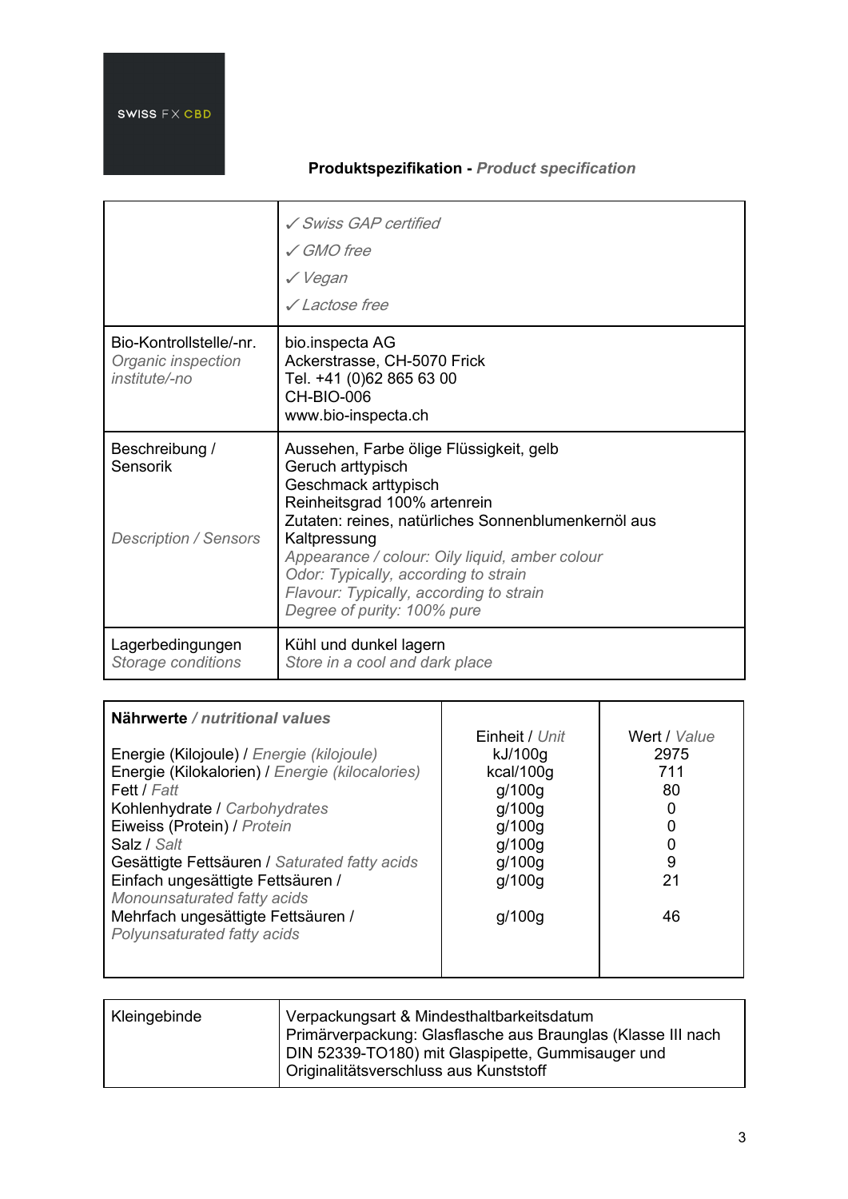SWISS FX CBD

**Produktspezifikation** - ***Product specification***

| | |
|---|---|
| | ✓ *Swiss GAP certified*<br>✓ *GMO free*<br>✓ *Vegan*<br>✓ *Lactose free* |
| Bio-Kontrollstelle/-nr.<br>*Organic inspection institute/-no* | bio.inspecta AG<br>Ackerstrasse, CH-5070 Frick<br>Tel. +41 (0)62 865 63 00<br>CH-BIO-006<br>www.bio-inspecta.ch |
| Beschreibung / Sensorik<br><br>*Description / Sensors* | Aussehen, Farbe ölige Flüssigkeit, gelb<br>Geruch arttypisch<br>Geschmack arttypisch<br>Reinheitsgrad 100% artenrein<br>Zutaten: reines, natürliches Sonnenblumenkernöl aus Kaltpressung<br>*Appearance / colour: Oily liquid, amber colour*<br>*Odor: Typically, according to strain*<br>*Flavour: Typically, according to strain*<br>*Degree of purity: 100% pure* |
| Lagerbedingungen<br>*Storage conditions* | Kühl und dunkel lagern<br>*Store in a cool and dark place* |

| **Nährwerte** ***/ nutritional values*** | Einheit / *Unit* | Wert / *Value* |
|---|---|---|
| Energie (Kilojoule) / *Energie (kilojoule)* | kJ/100g | 2975 |
| Energie (Kilokalorien) / *Energie (kilocalories)* | kcal/100g | 711 |
| Fett / *Fatt* | g/100g | 80 |
| Kohlenhydrate / *Carbohydrates* | g/100g | 0 |
| Eiweiss (Protein) / *Protein* | g/100g | 0 |
| Salz / *Salt* | g/100g | 0 |
| Gesättigte Fettsäuren / *Saturated fatty acids* | g/100g | 9 |
| Einfach ungesättigte Fettsäuren / *Monounsaturated fatty acids* | g/100g | 21 |
| Mehrfach ungesättigte Fettsäuren / *Polyunsaturated fatty acids* | g/100g | 46 |

| | |
|---|---|
| Kleingebinde | Verpackungsart & Mindesthaltbarkeitsdatum<br>Primärverpackung: Glasflasche aus Braunglas (Klasse III nach DIN 52339-TO180) mit Glaspipette, Gummisauger und Originalitätsverschluss aus Kunststoff |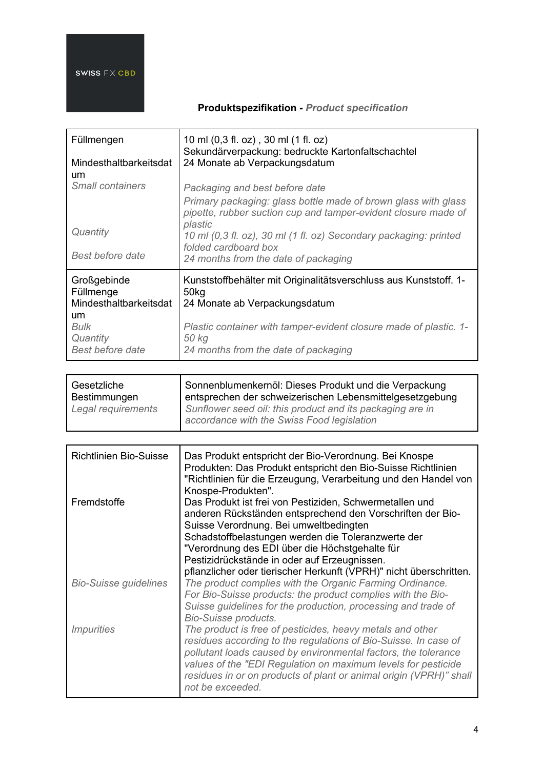SWISS FX CBD

**Produktspezifikation** - ***Product specification***

| | |
|---|---|
| Füllmengen<br><br>Mindesthaltbarkeitsdatum<br>*Small containers*<br><br>*Quantity*<br><br>*Best before date* | 10 ml (0,3 fl. oz) , 30 ml (1 fl. oz)<br>Sekundärverpackung: bedruckte Kartonfaltschachtel<br>24 Monate ab Verpackungsdatum<br><br>*Packaging and best before date*<br>*Primary packaging: glass bottle made of brown glass with glass pipette, rubber suction cup and tamper-evident closure made of plastic*<br>*10 ml (0,3 fl. oz), 30 ml (1 fl. oz) Secondary packaging: printed folded cardboard box*<br>*24 months from the date of packaging* |
| Großgebinde<br>Füllmenge<br>Mindesthaltbarkeitsdatum<br>*Bulk*<br>*Quantity*<br>*Best before date* | Kunststoffbehälter mit Originalitätsverschluss aus Kunststoff. 1-50kg<br>24 Monate ab Verpackungsdatum<br><br>*Plastic container with tamper-evident closure made of plastic. 1-50 kg*<br>*24 months from the date of packaging* |

| | |
|---|---|
| Gesetzliche Bestimmungen<br>*Legal requirements* | Sonnenblumenkernöl: Dieses Produkt und die Verpackung entsprechen der schweizerischen Lebensmittelgesetzgebung<br>*Sunflower seed oil: this product and its packaging are in accordance with the Swiss Food legislation* |

| | |
|---|---|
| Richtlinien Bio-Suisse<br><br>Fremdstoffe<br><br>*Bio-Suisse guidelines*<br><br>*Impurities* | Das Produkt entspricht der Bio-Verordnung. Bei Knospe Produkten: Das Produkt entspricht den Bio-Suisse Richtlinien "Richtlinien für die Erzeugung, Verarbeitung und den Handel von Knospe-Produkten".<br>Das Produkt ist frei von Pestiziden, Schwermetallen und anderen Rückständen entsprechend den Vorschriften der Bio-Suisse Verordnung. Bei umweltbedingten Schadstoffbelastungen werden die Toleranzwerte der "Verordnung des EDI über die Höchstgehalte für Pestizidrückstände in oder auf Erzeugnissen. pflanzlicher oder tierischer Herkunft (VPRH)" nicht überschritten.<br>*The product complies with the Organic Farming Ordinance. For Bio-Suisse products: the product complies with the Bio-Suisse guidelines for the production, processing and trade of Bio-Suisse products.*<br>*The product is free of pesticides, heavy metals and other residues according to the regulations of Bio-Suisse. In case of pollutant loads caused by environmental factors, the tolerance values of the "EDI Regulation on maximum levels for pesticide residues in or on products of plant or animal origin (VPRH)" shall not be exceeded.* |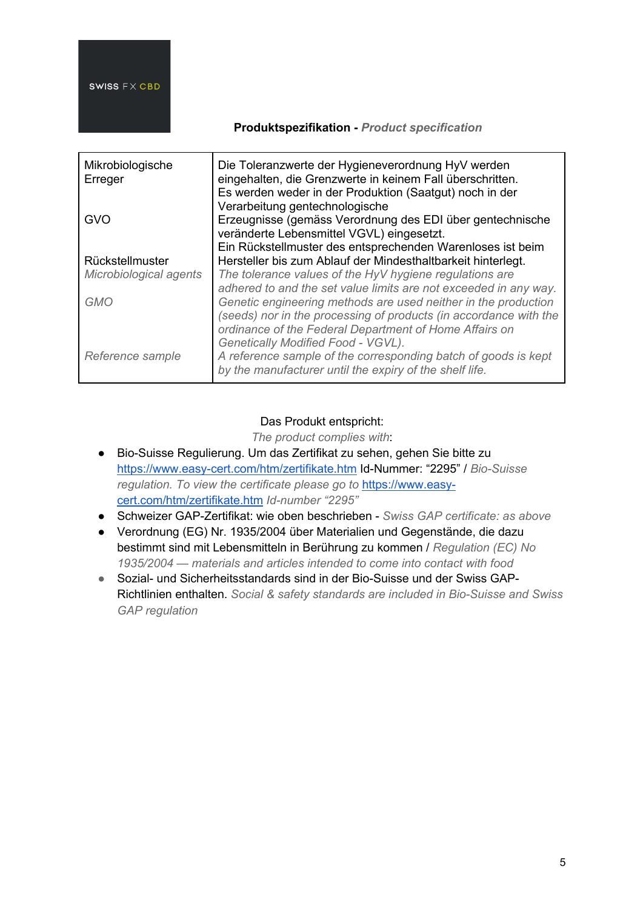SWISS FX CBD

**Produktspezifikation** - ***Product specification***

| | |
|---|---|
| Mikrobiologische Erreger<br><br>GVO<br><br>Rückstellmuster<br>*Microbiological agents*<br><br>*GMO*<br><br>*Reference sample* | Die Toleranzwerte der Hygieneverordnung HyV werden eingehalten, die Grenzwerte in keinem Fall überschritten.<br>Es werden weder in der Produktion (Saatgut) noch in der Verarbeitung gentechnologische Erzeugnisse (gemäss Verordnung des EDI über gentechnische veränderte Lebensmittel VGVL) eingesetzt.<br>Ein Rückstellmuster des entsprechenden Warenloses ist beim Hersteller bis zum Ablauf der Mindesthaltbarkeit hinterlegt.<br>*The tolerance values of the HyV hygiene regulations are adhered to and the set value limits are not exceeded in any way.*<br>*Genetic engineering methods are used neither in the production (seeds) nor in the processing of products (in accordance with the ordinance of the Federal Department of Home Affairs on Genetically Modified Food - VGVL).*<br>*A reference sample of the corresponding batch of goods is kept by the manufacturer until the expiry of the shelf life.* |

Das Produkt entspricht:

*The product complies with*:

- Bio-Suisse Regulierung. Um das Zertifikat zu sehen, gehen Sie bitte zu https://www.easy-cert.com/htm/zertifikate.htm Id-Nummer: “2295” / *Bio-Suisse regulation. To view the certificate please go to* https://www.easy-cert.com/htm/zertifikate.htm *Id-number “2295”*
- Schweizer GAP-Zertifikat: wie oben beschrieben - *Swiss GAP certificate: as above*
- Verordnung (EG) Nr. 1935/2004 über Materialien und Gegenstände, die dazu bestimmt sind mit Lebensmitteln in Berührung zu kommen / *Regulation (EC) No 1935/2004 — materials and articles intended to come into contact with food*
- Sozial- und Sicherheitsstandards sind in der Bio-Suisse und der Swiss GAP-Richtlinien enthalten. *Social & safety standards are included in Bio-Suisse and Swiss GAP regulation*